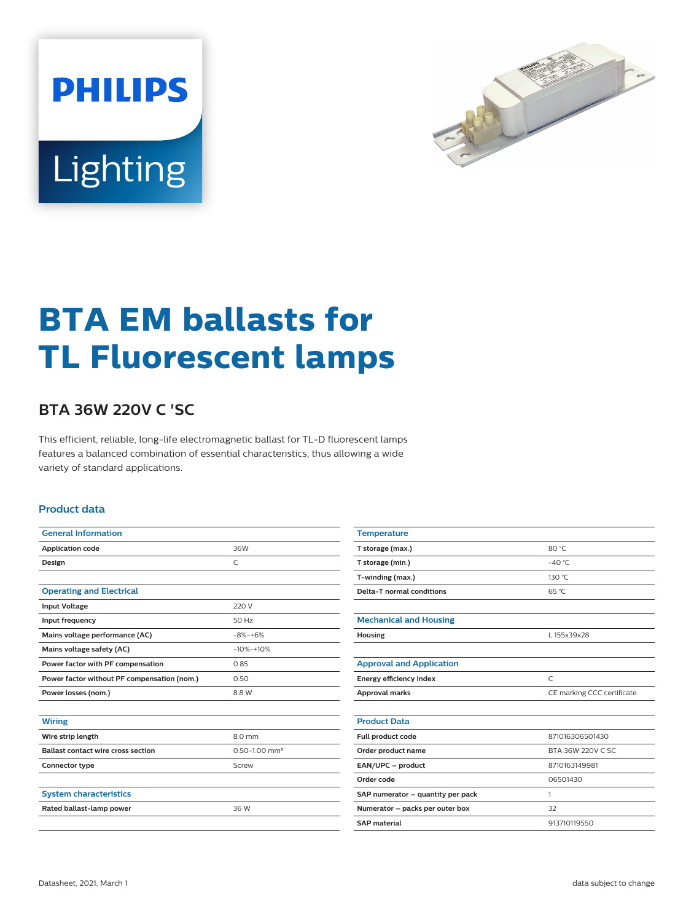PHILIPS

Lighting

# BTA EM ballasts for TL Fluorescent lamps

## BTA 36W 220V C 'SC

This efficient, reliable, long-life electromagnetic ballast for TL-D fluorescent lamps features a balanced combination of essential characteristics, thus allowing a wide variety of standard applications.

### Product data

| General Information | |
|---|---|
| Application code | 36W |
| Design | C |

| Operating and Electrical | |
|---|---|
| Input Voltage | 220 V |
| Input frequency | 50 Hz |
| Mains voltage performance (AC) | -8%-+6% |
| Mains voltage safety (AC) | -10%-+10% |
| Power factor with PF compensation | 0.85 |
| Power factor without PF compensation (nom.) | 0.50 |
| Power losses (nom.) | 8.8 W |

| Wiring | |
|---|---|
| Wire strip length | 8.0 mm |
| Ballast contact wire cross section | 0.50-1.00 mm² |
| Connector type | Screw |

| System characteristics | |
|---|---|
| Rated ballast-lamp power | 36 W |

| Temperature | |
|---|---|
| T storage (max.) | 80 °C |
| T storage (min.) | -40 °C |
| T-winding (max.) | 130 °C |
| Delta-T normal conditions | 65 °C |

| Mechanical and Housing | |
|---|---|
| Housing | L 155x39x28 |

| Approval and Application | |
|---|---|
| Energy efficiency index | C |
| Approval marks | CE marking CCC certificate |

| Product Data | |
|---|---|
| Full product code | 871016306501430 |
| Order product name | BTA 36W 220V C SC |
| EAN/UPC – product | 8710163149981 |
| Order code | 06501430 |
| SAP numerator – quantity per pack | 1 |
| Numerator – packs per outer box | 32 |
| SAP material | 913710119550 |

Datasheet, 2021, March 1

data subject to change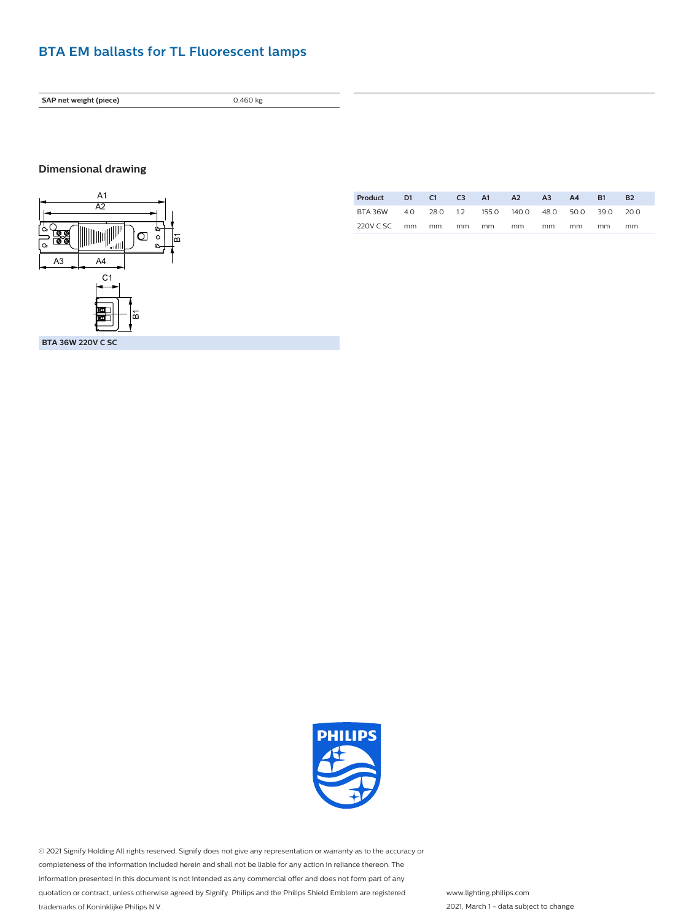## BTA EM ballasts for TL Fluorescent lamps

| | |
|---|---|
| **SAP net weight (piece)** | 0.460 kg |

### Dimensional drawing

A1
A2
B1
A3
A4
C1
B1

**BTA 36W 220V C SC**

| Product | D1 | C1 | C3 | A1 | A2 | A3 | A4 | B1 | B2 |
|---|---|---|---|---|---|---|---|---|---|
| BTA 36W 220V C SC | 4.0 mm | 28.0 mm | 1.2 mm | 155.0 mm | 140.0 mm | 48.0 mm | 50.0 mm | 39.0 mm | 20.0 mm |

© 2021 Signify Holding All rights reserved. Signify does not give any representation or warranty as to the accuracy or completeness of the information included herein and shall not be liable for any action in reliance thereon. The information presented in this document is not intended as any commercial offer and does not form part of any quotation or contract, unless otherwise agreed by Signify. Philips and the Philips Shield Emblem are registered trademarks of Koninklijke Philips N.V.

www.lighting.philips.com

2021, March 1 - data subject to change